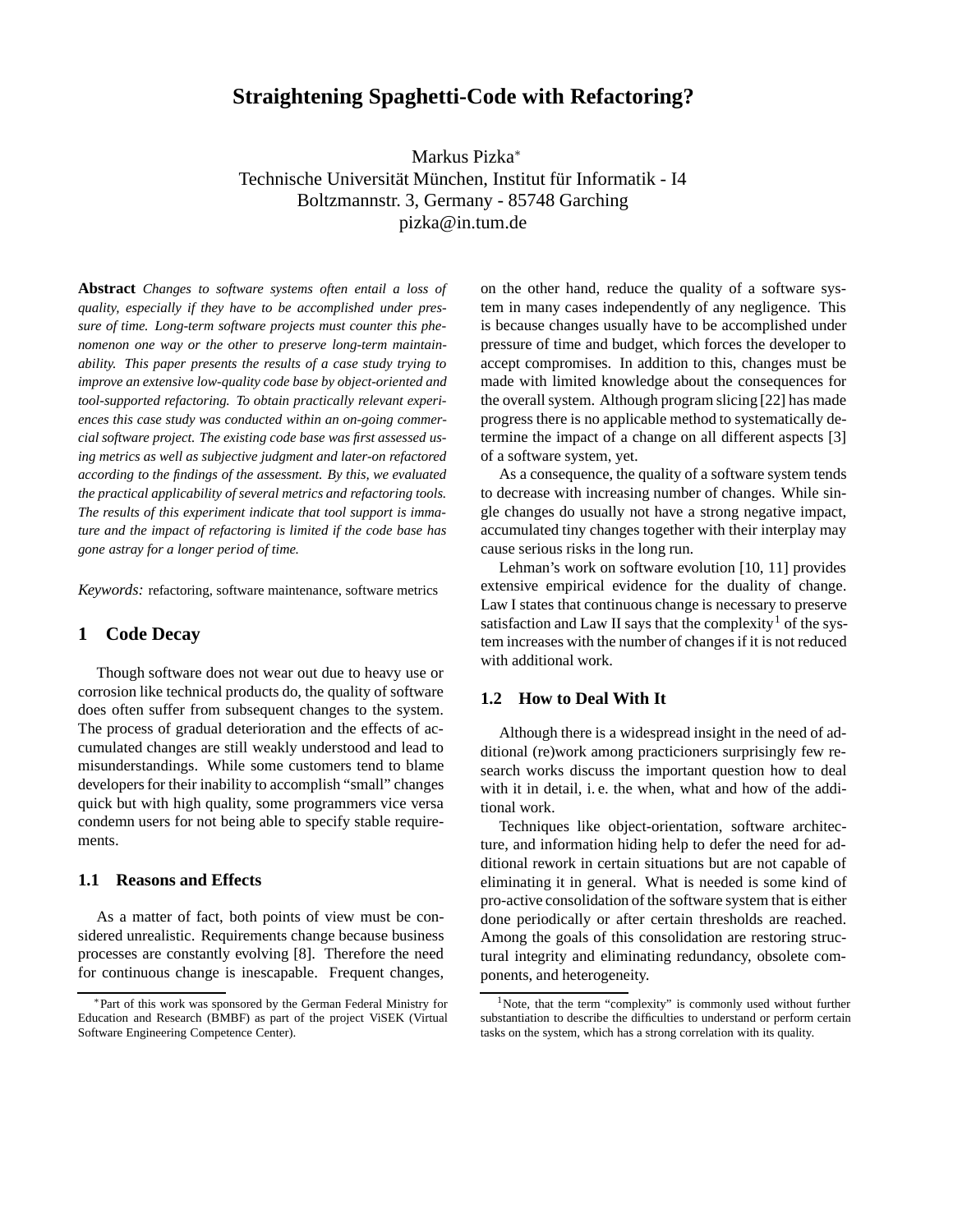# Straightening Spaghetti-Code with Refactoring?

Markus Pizka*
Technische Universität München, Institut für Informatik - I4
Boltzmannstr. 3, Germany - 85748 Garching
pizka@in.tum.de

**Abstract** *Changes to software systems often entail a loss of quality, especially if they have to be accomplished under pressure of time. Long-term software projects must counter this phenomenon one way or the other to preserve long-term maintainability. This paper presents the results of a case study trying to improve an extensive low-quality code base by object-oriented and tool-supported refactoring. To obtain practically relevant experiences this case study was conducted within an on-going commercial software project. The existing code base was first assessed using metrics as well as subjective judgment and later-on refactored according to the findings of the assessment. By this, we evaluated the practical applicability of several metrics and refactoring tools. The results of this experiment indicate that tool support is immature and the impact of refactoring is limited if the code base has gone astray for a longer period of time.*

*Keywords:* refactoring, software maintenance, software metrics

## 1 Code Decay

Though software does not wear out due to heavy use or corrosion like technical products do, the quality of software does often suffer from subsequent changes to the system. The process of gradual deterioration and the effects of accumulated changes are still weakly understood and lead to misunderstandings. While some customers tend to blame developers for their inability to accomplish "small" changes quick but with high quality, some programmers vice versa condemn users for not being able to specify stable requirements.

### 1.1 Reasons and Effects

As a matter of fact, both points of view must be considered unrealistic. Requirements change because business processes are constantly evolving [8]. Therefore the need for continuous change is inescapable. Frequent changes, on the other hand, reduce the quality of a software system in many cases independently of any negligence. This is because changes usually have to be accomplished under pressure of time and budget, which forces the developer to accept compromises. In addition to this, changes must be made with limited knowledge about the consequences for the overall system. Although program slicing [22] has made progress there is no applicable method to systematically determine the impact of a change on all different aspects [3] of a software system, yet.

As a consequence, the quality of a software system tends to decrease with increasing number of changes. While single changes do usually not have a strong negative impact, accumulated tiny changes together with their interplay may cause serious risks in the long run.

Lehman's work on software evolution [10, 11] provides extensive empirical evidence for the duality of change. Law I states that continuous change is necessary to preserve satisfaction and Law II says that the complexity[1] of the system increases with the number of changes if it is not reduced with additional work.

### 1.2 How to Deal With It

Although there is a widespread insight in the need of additional (re)work among practicioners surprisingly few research works discuss the important question how to deal with it in detail, i. e. the when, what and how of the additional work.

Techniques like object-orientation, software architecture, and information hiding help to defer the need for additional rework in certain situations but are not capable of eliminating it in general. What is needed is some kind of pro-active consolidation of the software system that is either done periodically or after certain thresholds are reached. Among the goals of this consolidation are restoring structural integrity and eliminating redundancy, obsolete components, and heterogeneity.

*Part of this work was sponsored by the German Federal Ministry for Education and Research (BMBF) as part of the project ViSEK (Virtual Software Engineering Competence Center).

[1] Note, that the term "complexity" is commonly used without further substantiation to describe the difficulties to understand or perform certain tasks on the system, which has a strong correlation with its quality.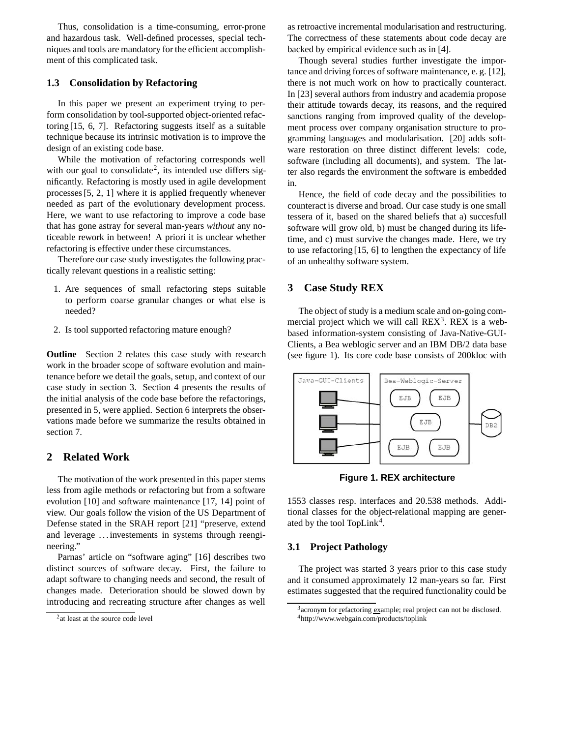Thus, consolidation is a time-consuming, error-prone and hazardous task. Well-defined processes, special techniques and tools are mandatory for the efficient accomplishment of this complicated task.

### 1.3 Consolidation by Refactoring

In this paper we present an experiment trying to perform consolidation by tool-supported object-oriented refactoring [15, 6, 7]. Refactoring suggests itself as a suitable technique because its intrinsic motivation is to improve the design of an existing code base.

While the motivation of refactoring corresponds well with our goal to consolidate[2], its intended use differs significantly. Refactoring is mostly used in agile development processes [5, 2, 1] where it is applied frequently whenever needed as part of the evolutionary development process. Here, we want to use refactoring to improve a code base that has gone astray for several man-years *without* any noticeable rework in between! A priori it is unclear whether refactoring is effective under these circumstances.

Therefore our case study investigates the following practically relevant questions in a realistic setting:

1. Are sequences of small refactoring steps suitable to perform coarse granular changes or what else is needed?
2. Is tool supported refactoring mature enough?

**Outline** Section 2 relates this case study with research work in the broader scope of software evolution and maintenance before we detail the goals, setup, and context of our case study in section 3. Section 4 presents the results of the initial analysis of the code base before the refactorings, presented in 5, were applied. Section 6 interprets the observations made before we summarize the results obtained in section 7.

## 2 Related Work

The motivation of the work presented in this paper stems less from agile methods or refactoring but from a software evolution [10] and software maintenance [17, 14] point of view. Our goals follow the vision of the US Department of Defense stated in the SRAH report [21] "preserve, extend and leverage …investements in systems through reengineering."

Parnas' article on "software aging" [16] describes two distinct sources of software decay. First, the failure to adapt software to changing needs and second, the result of changes made. Deterioration should be slowed down by introducing and recreating structure after changes as well as retroactive incremental modularisation and restructuring. The correctness of these statements about code decay are backed by empirical evidence such as in [4].

Though several studies further investigate the importance and driving forces of software maintenance, e. g. [12], there is not much work on how to practically counteract. In [23] several authors from industry and academia propose their attitude towards decay, its reasons, and the required sanctions ranging from improved quality of the development process over company organisation structure to programming languages and modularisation. [20] adds software restoration on three distinct different levels: code, software (including all documents), and system. The latter also regards the environment the software is embedded in.

Hence, the field of code decay and the possibilities to counteract is diverse and broad. Our case study is one small tessera of it, based on the shared beliefs that a) succesfull software will grow old, b) must be changed during its lifetime, and c) must survive the changes made. Here, we try to use refactoring [15, 6] to lengthen the expectancy of life of an unhealthy software system.

## 3 Case Study REX

The object of study is a medium scale and on-going commercial project which we will call REX[3]. REX is a web-based information-system consisting of Java-Native-GUI-Clients, a Bea weblogic server and an IBM DB/2 data base (see figure 1). Its core code base consists of 200kloc with 1553 classes resp. interfaces and 20.538 methods. Additional classes for the object-relational mapping are generated by the tool TopLink[4].

**Figure 1. REX architecture**

### 3.1 Project Pathology

The project was started 3 years prior to this case study and it consumed approximately 12 man-years so far. First estimates suggested that the required functionality could be

[2] at least at the source code level

[3] acronym for refactoring example; real project can not be disclosed.

[4] http://www.webgain.com/products/toplink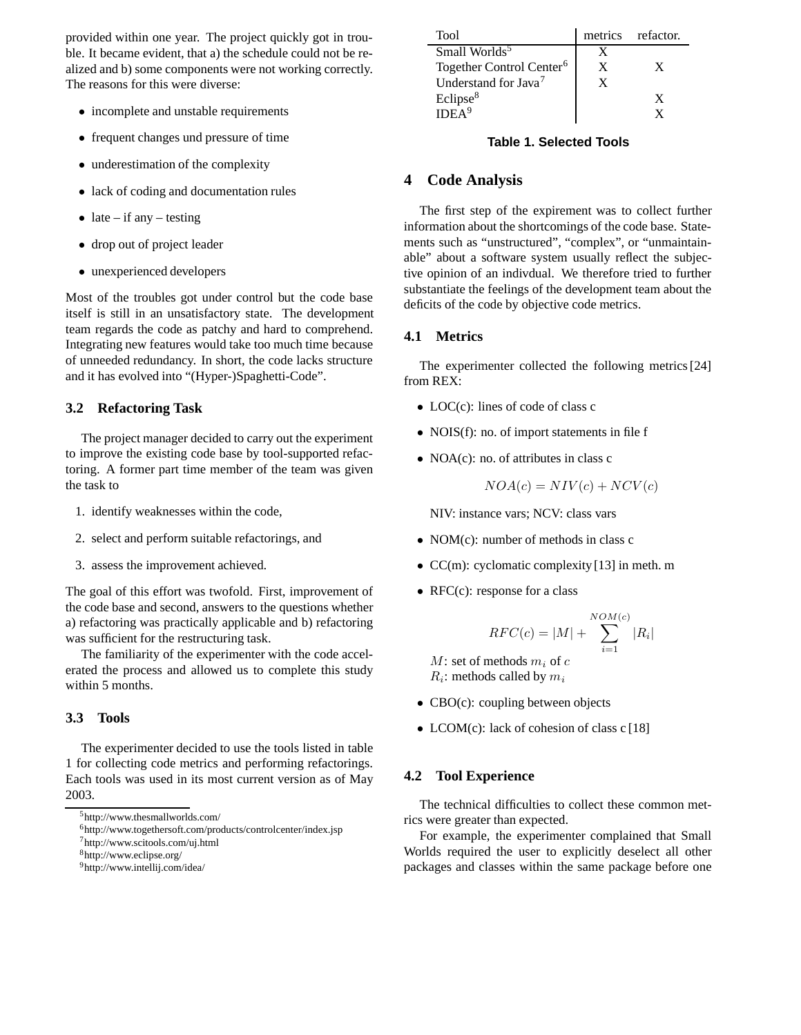provided within one year. The project quickly got in trouble. It became evident, that a) the schedule could not be realized and b) some components were not working correctly. The reasons for this were diverse:

- incomplete and unstable requirements
- frequent changes und pressure of time
- underestimation of the complexity
- lack of coding and documentation rules
- late – if any – testing
- drop out of project leader
- unexperienced developers

Most of the troubles got under control but the code base itself is still in an unsatisfactory state. The development team regards the code as patchy and hard to comprehend. Integrating new features would take too much time because of unneeded redundancy. In short, the code lacks structure and it has evolved into "(Hyper-)Spaghetti-Code".

### 3.2 Refactoring Task

The project manager decided to carry out the experiment to improve the existing code base by tool-supported refactoring. A former part time member of the team was given the task to

1. identify weaknesses within the code,
2. select and perform suitable refactorings, and
3. assess the improvement achieved.

The goal of this effort was twofold. First, improvement of the code base and second, answers to the questions whether a) refactoring was practically applicable and b) refactoring was sufficient for the restructuring task.

The familiarity of the experimenter with the code accelerated the process and allowed us to complete this study within 5 months.

### 3.3 Tools

The experimenter decided to use the tools listed in table 1 for collecting code metrics and performing refactorings. Each tools was used in its most current version as of May 2003.

[5] http://www.thesmallworlds.com/
[6] http://www.togethersoft.com/products/controlcenter/index.jsp
[7] http://www.scitools.com/uj.html
[8] http://www.eclipse.org/
[9] http://www.intellij.com/idea/

| Tool | metrics | refactor. |
|---|---|---|
| Small Worlds[5] | X | |
| Together Control Center[6] | X | X |
| Understand for Java[7] | X | |
| Eclipse[8] | | X |
| IDEA[9] | | X |

**Table 1. Selected Tools**

## 4 Code Analysis

The first step of the expirement was to collect further information about the shortcomings of the code base. Statements such as "unstructured", "complex", or "unmaintainable" about a software system usually reflect the subjective opinion of an indivdual. We therefore tried to further substantiate the feelings of the development team about the deficits of the code by objective code metrics.

### 4.1 Metrics

The experimenter collected the following metrics [24] from REX:

- LOC(c): lines of code of class c
- NOIS(f): no. of import statements in file f
- NOA(c): no. of attributes in class c

  $$NOA(c) = NIV(c) + NCV(c)$$

  NIV: instance vars; NCV: class vars
- NOM(c): number of methods in class c
- CC(m): cyclomatic complexity [13] in meth. m
- RFC(c): response for a class

  $$RFC(c) = |M| + \sum_{i=1}^{NOM(c)} |R_i|$$

  $M$: set of methods $m_i$ of $c$
  $R_i$: methods called by $m_i$
- CBO(c): coupling between objects
- LCOM(c): lack of cohesion of class c [18]

### 4.2 Tool Experience

The technical difficulties to collect these common metrics were greater than expected.

For example, the experimenter complained that Small Worlds required the user to explicitly deselect all other packages and classes within the same package before one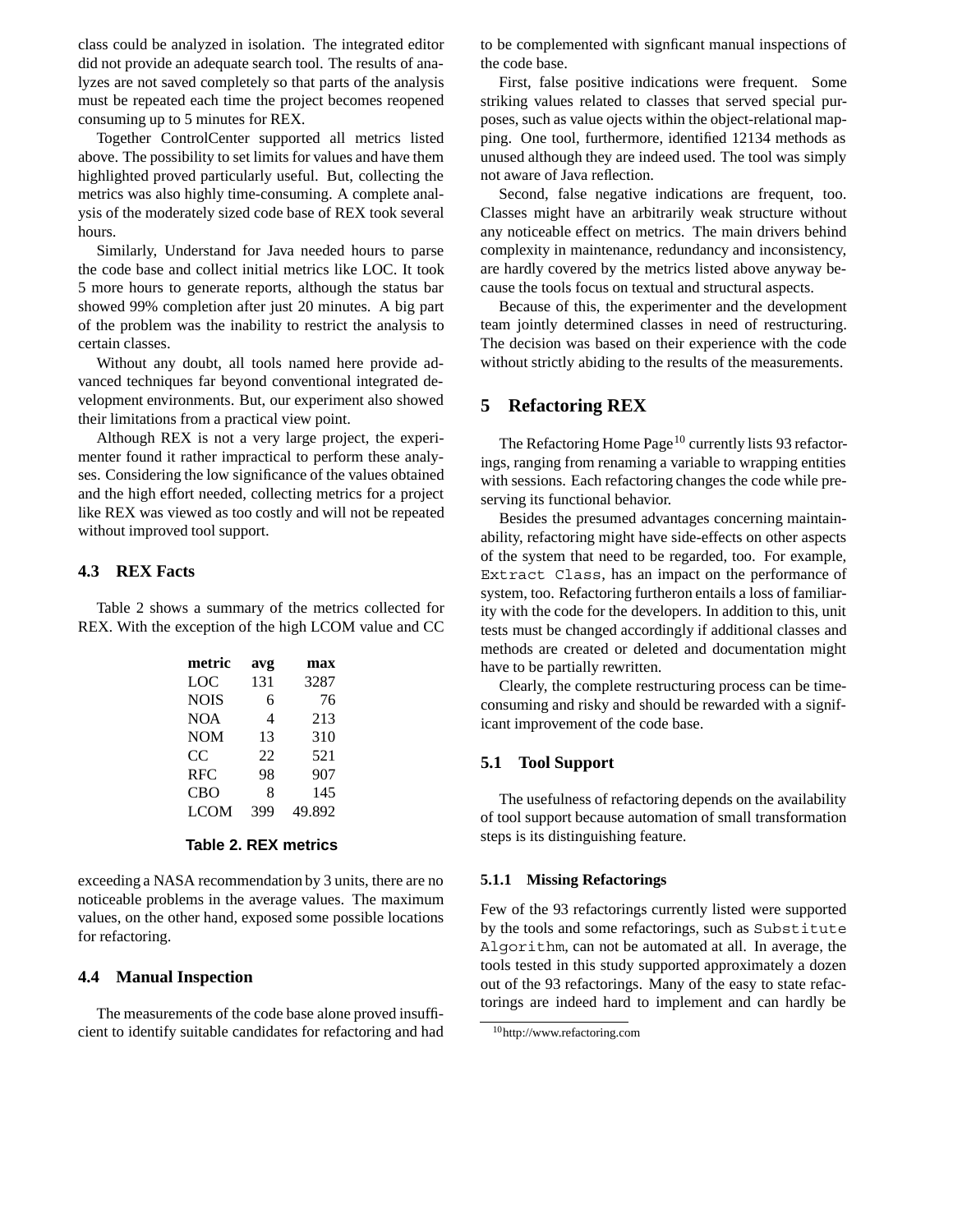class could be analyzed in isolation. The integrated editor did not provide an adequate search tool. The results of analyzes are not saved completely so that parts of the analysis must be repeated each time the project becomes reopened consuming up to 5 minutes for REX.

Together ControlCenter supported all metrics listed above. The possibility to set limits for values and have them highlighted proved particularly useful. But, collecting the metrics was also highly time-consuming. A complete analysis of the moderately sized code base of REX took several hours.

Similarly, Understand for Java needed hours to parse the code base and collect initial metrics like LOC. It took 5 more hours to generate reports, although the status bar showed 99% completion after just 20 minutes. A big part of the problem was the inability to restrict the analysis to certain classes.

Without any doubt, all tools named here provide advanced techniques far beyond conventional integrated development environments. But, our experiment also showed their limitations from a practical view point.

Although REX is not a very large project, the experimenter found it rather impractical to perform these analyses. Considering the low significance of the values obtained and the high effort needed, collecting metrics for a project like REX was viewed as too costly and will not be repeated without improved tool support.

### 4.3 REX Facts

Table 2 shows a summary of the metrics collected for REX. With the exception of the high LCOM value and CC exceeding a NASA recommendation by 3 units, there are no noticeable problems in the average values. The maximum values, on the other hand, exposed some possible locations for refactoring.

| metric | avg | max |
|---|---|---|
| LOC | 131 | 3287 |
| NOIS | 6 | 76 |
| NOA | 4 | 213 |
| NOM | 13 | 310 |
| CC | 22 | 521 |
| RFC | 98 | 907 |
| CBO | 8 | 145 |
| LCOM | 399 | 49.892 |

**Table 2. REX metrics**

### 4.4 Manual Inspection

The measurements of the code base alone proved insufficient to identify suitable candidates for refactoring and had to be complemented with signficant manual inspections of the code base.

First, false positive indications were frequent. Some striking values related to classes that served special purposes, such as value ojects within the object-relational mapping. One tool, furthermore, identified 12134 methods as unused although they are indeed used. The tool was simply not aware of Java reflection.

Second, false negative indications are frequent, too. Classes might have an arbitrarily weak structure without any noticeable effect on metrics. The main drivers behind complexity in maintenance, redundancy and inconsistency, are hardly covered by the metrics listed above anyway because the tools focus on textual and structural aspects.

Because of this, the experimenter and the development team jointly determined classes in need of restructuring. The decision was based on their experience with the code without strictly abiding to the results of the measurements.

## 5 Refactoring REX

The Refactoring Home Page[10] currently lists 93 refactorings, ranging from renaming a variable to wrapping entities with sessions. Each refactoring changes the code while preserving its functional behavior.

Besides the presumed advantages concerning maintainability, refactoring might have side-effects on other aspects of the system that need to be regarded, too. For example, `Extract Class`, has an impact on the performance of system, too. Refactoring furtheron entails a loss of familiarity with the code for the developers. In addition to this, unit tests must be changed accordingly if additional classes and methods are created or deleted and documentation might have to be partially rewritten.

Clearly, the complete restructuring process can be time-consuming and risky and should be rewarded with a significant improvement of the code base.

### 5.1 Tool Support

The usefulness of refactoring depends on the availability of tool support because automation of small transformation steps is its distinguishing feature.

#### 5.1.1 Missing Refactorings

Few of the 93 refactorings currently listed were supported by the tools and some refactorings, such as `Substitute Algorithm`, can not be automated at all. In average, the tools tested in this study supported approximately a dozen out of the 93 refactorings. Many of the easy to state refactorings are indeed hard to implement and can hardly be

[10] http://www.refactoring.com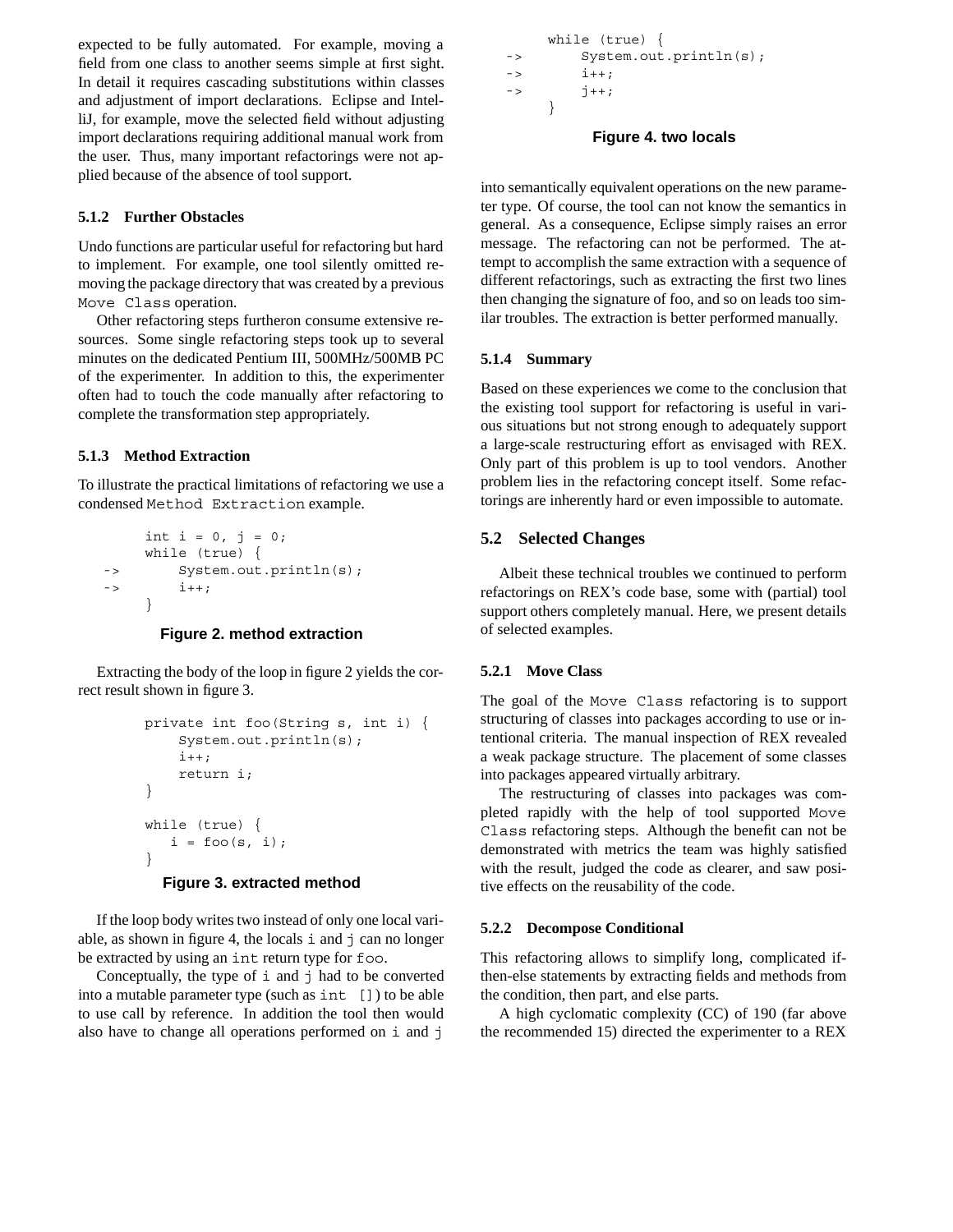expected to be fully automated. For example, moving a field from one class to another seems simple at first sight. In detail it requires cascading substitutions within classes and adjustment of import declarations. Eclipse and IntelliJ, for example, move the selected field without adjusting import declarations requiring additional manual work from the user. Thus, many important refactorings were not applied because of the absence of tool support.

#### 5.1.2 Further Obstacles

Undo functions are particular useful for refactoring but hard to implement. For example, one tool silently omitted removing the package directory that was created by a previous `Move Class` operation.

Other refactoring steps furtheron consume extensive resources. Some single refactoring steps took up to several minutes on the dedicated Pentium III, 500MHz/500MB PC of the experimenter. In addition to this, the experimenter often had to touch the code manually after refactoring to complete the transformation step appropriately.

#### 5.1.3 Method Extraction

To illustrate the practical limitations of refactoring we use a condensed `Method Extraction` example.

```
      int i = 0, j = 0;
      while (true) {
->        System.out.println(s);
->        i++;
      }
```

**Figure 2. method extraction**

Extracting the body of the loop in figure 2 yields the correct result shown in figure 3.

```
private int foo(String s, int i) {
    System.out.println(s);
    i++;
    return i;
}

while (true) {
   i = foo(s, i);
}
```

**Figure 3. extracted method**

If the loop body writes two instead of only one local variable, as shown in figure 4, the locals `i` and `j` can no longer be extracted by using an `int` return type for `foo`.

Conceptually, the type of `i` and `j` had to be converted into a mutable parameter type (such as `int []`) to be able to use call by reference. In addition the tool then would also have to change all operations performed on `i` and `j` into semantically equivalent operations on the new parameter type. Of course, the tool can not know the semantics in general. As a consequence, Eclipse simply raises an error message. The refactoring can not be performed. The attempt to accomplish the same extraction with a sequence of different refactorings, such as extracting the first two lines then changing the signature of foo, and so on leads too similar troubles. The extraction is better performed manually.

```
      while (true) {
->        System.out.println(s);
->        i++;
->        j++;
      }
```

**Figure 4. two locals**

#### 5.1.4 Summary

Based on these experiences we come to the conclusion that the existing tool support for refactoring is useful in various situations but not strong enough to adequately support a large-scale restructuring effort as envisaged with REX. Only part of this problem is up to tool vendors. Another problem lies in the refactoring concept itself. Some refactorings are inherently hard or even impossible to automate.

### 5.2 Selected Changes

Albeit these technical troubles we continued to perform refactorings on REX's code base, some with (partial) tool support others completely manual. Here, we present details of selected examples.

#### 5.2.1 Move Class

The goal of the `Move Class` refactoring is to support structuring of classes into packages according to use or intentional criteria. The manual inspection of REX revealed a weak package structure. The placement of some classes into packages appeared virtually arbitrary.

The restructuring of classes into packages was completed rapidly with the help of tool supported `Move Class` refactoring steps. Although the benefit can not be demonstrated with metrics the team was highly satisfied with the result, judged the code as clearer, and saw positive effects on the reusability of the code.

#### 5.2.2 Decompose Conditional

This refactoring allows to simplify long, complicated if-then-else statements by extracting fields and methods from the condition, then part, and else parts.

A high cyclomatic complexity (CC) of 190 (far above the recommended 15) directed the experimenter to a REX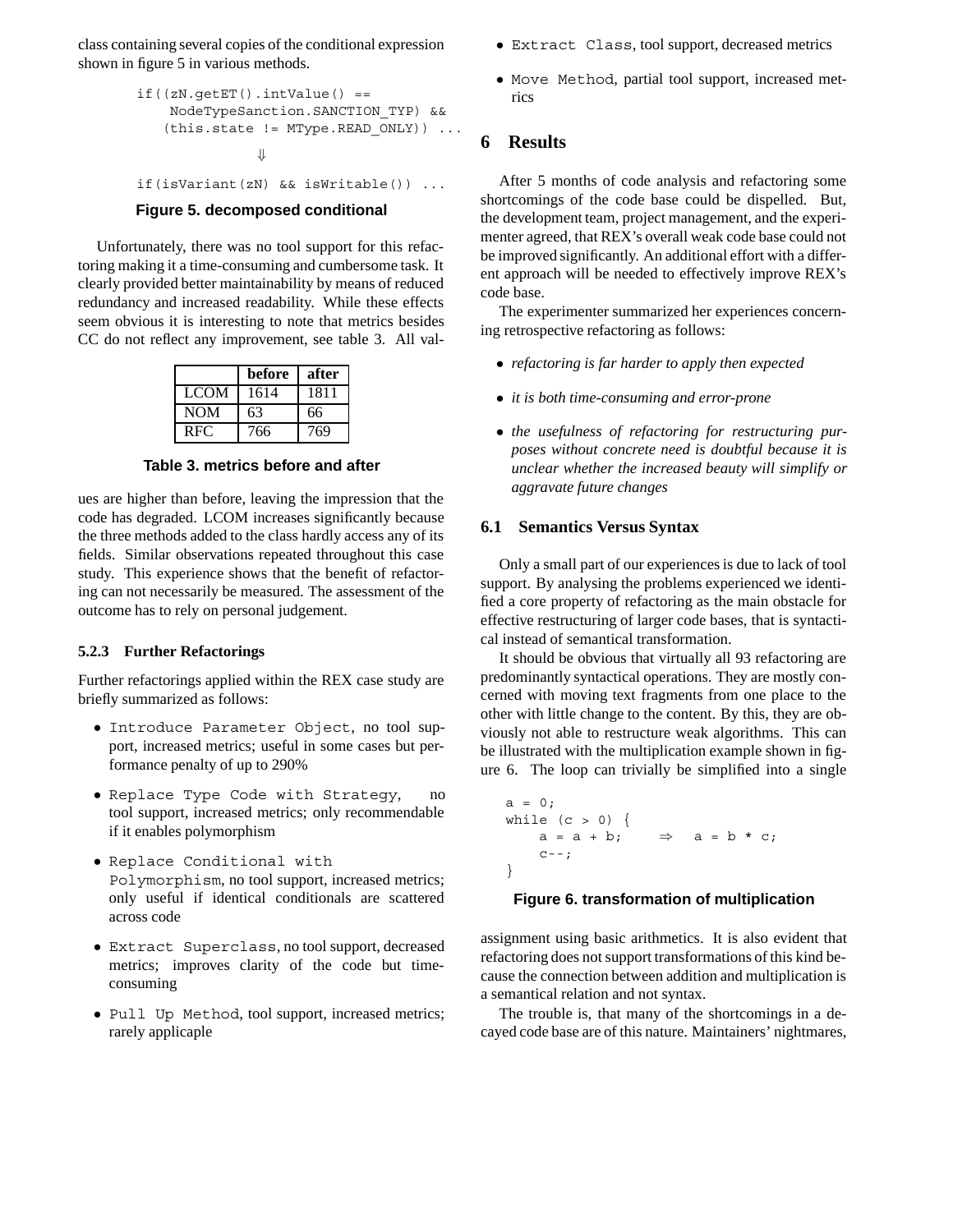class containing several copies of the conditional expression shown in figure 5 in various methods.

```
if((zN.getET().intValue() ==
     NodeTypeSanction.SANCTION_TYP) &&
    (this.state != MType.READ_ONLY)) ...
                  ⇓
if(isVariant(zN) && isWritable()) ...
```

**Figure 5. decomposed conditional**

Unfortunately, there was no tool support for this refactoring making it a time-consuming and cumbersome task. It clearly provided better maintainability by means of reduced redundancy and increased readability. While these effects seem obvious it is interesting to note that metrics besides CC do not reflect any improvement, see table 3. All values are higher than before, leaving the impression that the code has degraded. LCOM increases significantly because the three methods added to the class hardly access any of its fields. Similar observations repeated throughout this case study. This experience shows that the benefit of refactoring can not necessarily be measured. The assessment of the outcome has to rely on personal judgement.

| | before | after |
|---|---|---|
| LCOM | 1614 | 1811 |
| NOM | 63 | 66 |
| RFC | 766 | 769 |

**Table 3. metrics before and after**

### 5.2.3 Further Refactorings

Further refactorings applied within the REX case study are briefly summarized as follows:

- `Introduce Parameter Object`, no tool support, increased metrics; useful in some cases but performance penalty of up to 290%
- `Replace Type Code with Strategy`, no tool support, increased metrics; only recommendable if it enables polymorphism
- `Replace Conditional with Polymorphism`, no tool support, increased metrics; only useful if identical conditionals are scattered across code
- `Extract Superclass`, no tool support, decreased metrics; improves clarity of the code but time-consuming
- `Pull Up Method`, tool support, increased metrics; rarely applicaple
- `Extract Class`, tool support, decreased metrics
- `Move Method`, partial tool support, increased metrics

## 6 Results

After 5 months of code analysis and refactoring some shortcomings of the code base could be dispelled. But, the development team, project management, and the experimenter agreed, that REX's overall weak code base could not be improved significantly. An additional effort with a different approach will be needed to effectively improve REX's code base.

The experimenter summarized her experiences concerning retrospective refactoring as follows:

- *refactoring is far harder to apply then expected*
- *it is both time-consuming and error-prone*
- *the usefulness of refactoring for restructuring purposes without concrete need is doubtful because it is unclear whether the increased beauty will simplify or aggravate future changes*

### 6.1 Semantics Versus Syntax

Only a small part of our experiences is due to lack of tool support. By analysing the problems experienced we identified a core property of refactoring as the main obstacle for effective restructuring of larger code bases, that is syntactical instead of semantical transformation.

It should be obvious that virtually all 93 refactoring are predominantly syntactical operations. They are mostly concerned with moving text fragments from one place to the other with little change to the content. By this, they are obviously not able to restructure weak algorithms. This can be illustrated with the multiplication example shown in figure 6. The loop can trivially be simplified into a single assignment using basic arithmetics. It is also evident that refactoring does not support transformations of this kind because the connection between addition and multiplication is a semantical relation and not syntax.

```
a = 0;
while (c > 0) {
    a = a + b;      ⇒   a = b * c;
    c--;
}
```

**Figure 6. transformation of multiplication**

The trouble is, that many of the shortcomings in a decayed code base are of this nature. Maintainers' nightmares,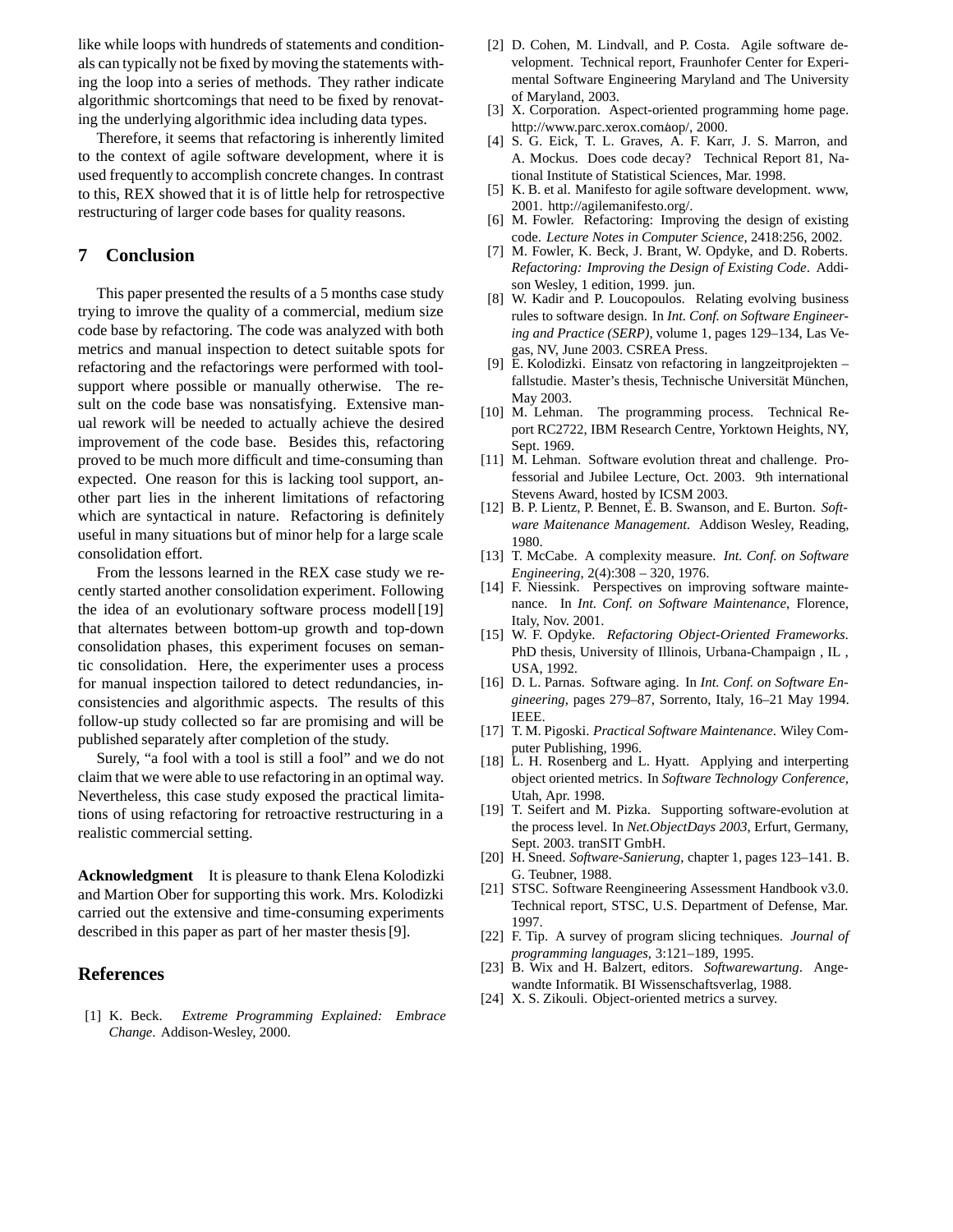like while loops with hundreds of statements and conditionals can typically not be fixed by moving the statements withing the loop into a series of methods. They rather indicate algorithmic shortcomings that need to be fixed by renovating the underlying algorithmic idea including data types.

Therefore, it seems that refactoring is inherently limited to the context of agile software development, where it is used frequently to accomplish concrete changes. In contrast to this, REX showed that it is of little help for retrospective restructuring of larger code bases for quality reasons.

## 7 Conclusion

This paper presented the results of a 5 months case study trying to imrove the quality of a commercial, medium size code base by refactoring. The code was analyzed with both metrics and manual inspection to detect suitable spots for refactoring and the refactorings were performed with tool-support where possible or manually otherwise. The result on the code base was nonsatisfying. Extensive manual rework will be needed to actually achieve the desired improvement of the code base. Besides this, refactoring proved to be much more difficult and time-consuming than expected. One reason for this is lacking tool support, another part lies in the inherent limitations of refactoring which are syntactical in nature. Refactoring is definitely useful in many situations but of minor help for a large scale consolidation effort.

From the lessons learned in the REX case study we recently started another consolidation experiment. Following the idea of an evolutionary software process modell [19] that alternates between bottom-up growth and top-down consolidation phases, this experiment focuses on semantic consolidation. Here, the experimenter uses a process for manual inspection tailored to detect redundancies, inconsistencies and algorithmic aspects. The results of this follow-up study collected so far are promising and will be published separately after completion of the study.

Surely, "a fool with a tool is still a fool" and we do not claim that we were able to use refactoring in an optimal way. Nevertheless, this case study exposed the practical limitations of using refactoring for retroactive restructuring in a realistic commercial setting.

**Acknowledgment** It is pleasure to thank Elena Kolodizki and Martion Ober for supporting this work. Mrs. Kolodizki carried out the extensive and time-consuming experiments described in this paper as part of her master thesis [9].

## References

[1] K. Beck. *Extreme Programming Explained: Embrace Change*. Addison-Wesley, 2000.

[2] D. Cohen, M. Lindvall, and P. Costa. Agile software development. Technical report, Fraunhofer Center for Experimental Software Engineering Maryland and The University of Maryland, 2003.

[3] X. Corporation. Aspect-oriented programming home page. http://www.parc.xerox.com/aop/, 2000.

[4] S. G. Eick, T. L. Graves, A. F. Karr, J. S. Marron, and A. Mockus. Does code decay? Technical Report 81, National Institute of Statistical Sciences, Mar. 1998.

[5] K. B. et al. Manifesto for agile software development. www, 2001. http://agilemanifesto.org/.

[6] M. Fowler. Refactoring: Improving the design of existing code. *Lecture Notes in Computer Science*, 2418:256, 2002.

[7] M. Fowler, K. Beck, J. Brant, W. Opdyke, and D. Roberts. *Refactoring: Improving the Design of Existing Code*. Addison Wesley, 1 edition, 1999. jun.

[8] W. Kadir and P. Loucopoulos. Relating evolving business rules to software design. In *Int. Conf. on Software Engineering and Practice (SERP)*, volume 1, pages 129–134, Las Vegas, NV, June 2003. CSREA Press.

[9] E. Kolodizki. Einsatz von refactoring in langzeitprojekten – fallstudie. Master's thesis, Technische Universität München, May 2003.

[10] M. Lehman. The programming process. Technical Report RC2722, IBM Research Centre, Yorktown Heights, NY, Sept. 1969.

[11] M. Lehman. Software evolution threat and challenge. Professorial and Jubilee Lecture, Oct. 2003. 9th international Stevens Award, hosted by ICSM 2003.

[12] B. P. Lientz, P. Bennet, E. B. Swanson, and E. Burton. *Software Maitenance Management*. Addison Wesley, Reading, 1980.

[13] T. McCabe. A complexity measure. *Int. Conf. on Software Engineering*, 2(4):308 – 320, 1976.

[14] F. Niessink. Perspectives on improving software maintenance. In *Int. Conf. on Software Maintenance*, Florence, Italy, Nov. 2001.

[15] W. F. Opdyke. *Refactoring Object-Oriented Frameworks*. PhD thesis, University of Illinois, Urbana-Champaign , IL , USA, 1992.

[16] D. L. Parnas. Software aging. In *Int. Conf. on Software Engineering*, pages 279–87, Sorrento, Italy, 16–21 May 1994. IEEE.

[17] T. M. Pigoski. *Practical Software Maintenance*. Wiley Computer Publishing, 1996.

[18] L. H. Rosenberg and L. Hyatt. Applying and interperting object oriented metrics. In *Software Technology Conference*, Utah, Apr. 1998.

[19] T. Seifert and M. Pizka. Supporting software-evolution at the process level. In *Net.ObjectDays 2003*, Erfurt, Germany, Sept. 2003. tranSIT GmbH.

[20] H. Sneed. *Software-Sanierung*, chapter 1, pages 123–141. B. G. Teubner, 1988.

[21] STSC. Software Reengineering Assessment Handbook v3.0. Technical report, STSC, U.S. Department of Defense, Mar. 1997.

[22] F. Tip. A survey of program slicing techniques. *Journal of programming languages*, 3:121–189, 1995.

[23] B. Wix and H. Balzert, editors. *Softwarewartung*. Angewandte Informatik. BI Wissenschaftsverlag, 1988.

[24] X. S. Zikouli. Object-oriented metrics a survey.